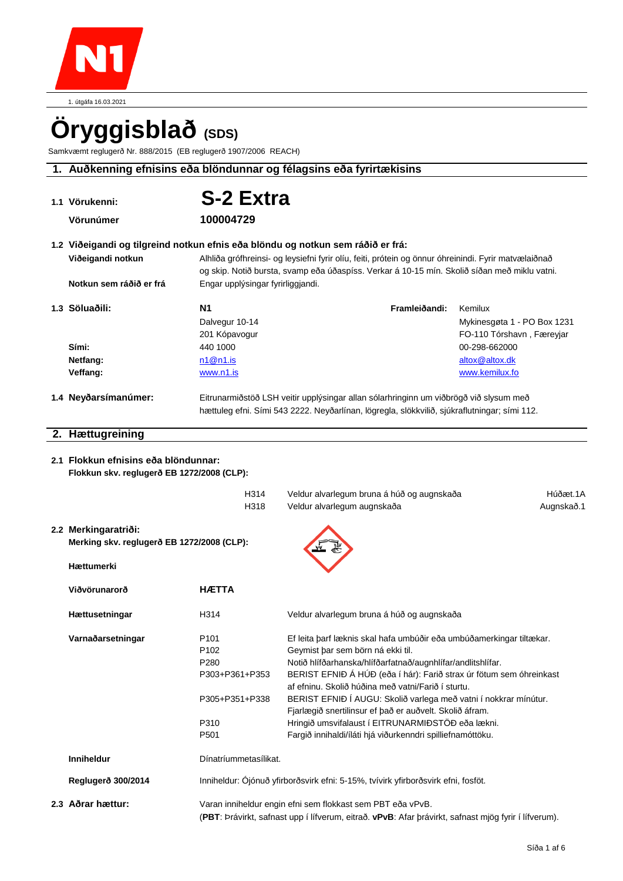1. útgáfa 16.03.2021

# Öryggisblað (SDS)

Samkvæmt reglugerð Nr. 888/2015 (EB reglugerð 1907/2006 REACH)

## 1. Auðkenning efnisins eða blöndunar og félagsins eða fyrirtækisins

**1.1 Vörukenni:** **S-2 Extra**

**Vörunúmer** **100004729**

**1.2 Viðeigandi og tilgreind notkun efnis eða blöndu og notkun sem ráðið er frá:**

**Viðeigandi notkun** Alhliða grófhreinsi- og leysiefni fyrir olíu, feiti, prótein og önnur óhreinindi. Fyrir matvælaiðnað og skip. Notið bursta, svamp eða úðaspíss. Verkar á 10-15 mín. Skolið síðan með miklu vatni.

**Notkun sem ráðið er frá** Engar upplýsingar fyrirliggjandi.

**1.3 Söluaðili:**

| | Söluaðili | Framleiðandi |
|---|---|---|
| | **N1** | Kemilux |
| | Dalvegur 10-14 | Mykinesgøta 1 - PO Box 1231 |
| | 201 Kópavogur | FO-110 Tórshavn , Færeyjar |
| **Sími:** | 440 1000 | 00-298-662000 |
| **Netfang:** | n1@n1.is | altox@altox.dk |
| **Veffang:** | www.n1.is | www.kemilux.fo |

**1.4 Neyðarsímanúmer:** Eitrunarmiðstöð LSH veitir upplýsingar allan sólarhringinn um viðbrögð við slysum með hættuleg efni. Sími 543 2222. Neyðarlínan, lögregla, slökkvilið, sjúkraflutningar; sími 112.

## 2. Hættugreining

**2.1 Flokkun efnisins eða blöndunnar:**
**Flokkun skv. reglugerð EB 1272/2008 (CLP):**

| | | |
|---|---|---|
| H314 | Veldur alvarlegum bruna á húð og augnskaða | Húðæt.1A |
| H318 | Veldur alvarlegum augnskaða | Augnskað.1 |

**2.2 Merkingaratriði:**
**Merking skv. reglugerð EB 1272/2008 (CLP):**

**Hættumerki**

**Viðvörunarorð** **HÆTTA**

**Hættusetningar**

| | |
|---|---|
| H314 | Veldur alvarlegum bruna á húð og augnskaða |

**Varnaðarsetningar**

| | |
|---|---|
| P101 | Ef leita þarf læknis skal hafa umbúðir eða umbúðamerkingar tiltækar. |
| P102 | Geymist þar sem börn ná ekki til. |
| P280 | Notið hlífðarhanska/hlífðarfatnað/augnhlífar/andlitshlífar. |
| P303+P361+P353 | BERIST EFNIÐ Á HÚÐ (eða í hár): Farið strax úr fötum sem óhreinkast af efninu. Skolið húðina með vatni/Farið í sturtu. |
| P305+P351+P338 | BERIST EFNIÐ Í AUGU: Skolið varlega með vatni í nokkrar mínútur. Fjarlægið snertilinsur ef það er auðvelt. Skolið áfram. |
| P310 | Hringið umsvifalaust í EITRUNARMIÐSTÖÐ eða lækni. |
| P501 | Fargið innihaldi/íláti hjá viðurkenndri spilliefnamóttöku. |

**Inniheldur** Dínatríummetasílikat.

**Reglugerð 300/2014** Inniheldur: Ójónuð yfirborðsvirk efni: 5-15%, tvívirk yfirborðsvirk efni, fosföt.

**2.3 Aðrar hættur:** Varan inniheldur engin efni sem flokkast sem PBT eða vPvB.
(**PBT**: Þrávirkt, safnast upp í lífverum, eitrað. **vPvB**: Afar þrávirkt, safnast mjög fyrir í lífverum).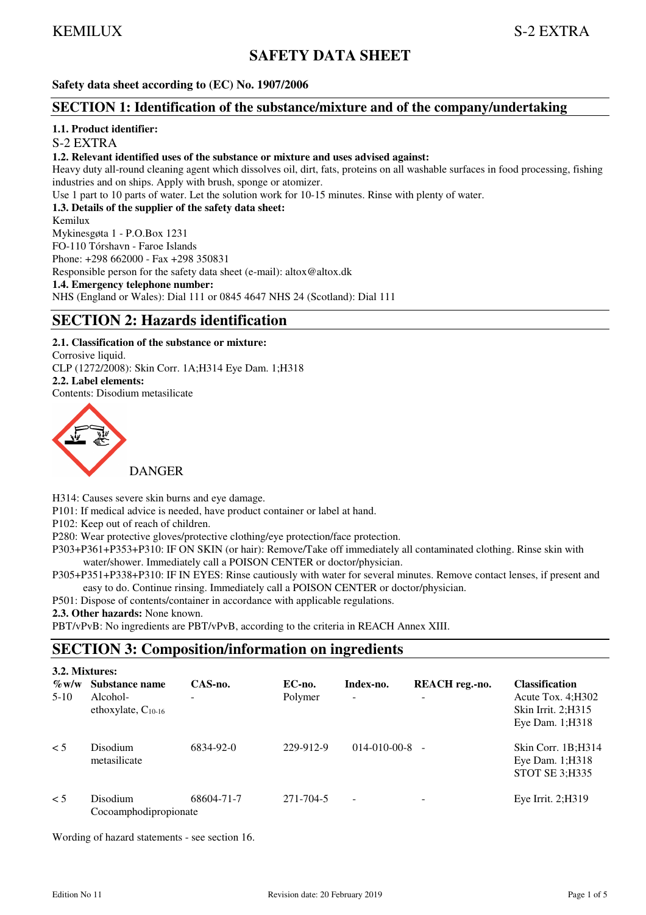# SAFETY DATA SHEET

**Safety data sheet according to (EC) No. 1907/2006**

## SECTION 1: Identification of the substance/mixture and of the company/undertaking

**1.1. Product identifier:**

S-2 EXTRA

**1.2. Relevant identified uses of the substance or mixture and uses advised against:**

Heavy duty all-round cleaning agent which dissolves oil, dirt, fats, proteins on all washable surfaces in food processing, fishing industries and on ships. Apply with brush, sponge or atomizer.

Use 1 part to 10 parts of water. Let the solution work for 10-15 minutes. Rinse with plenty of water.

**1.3. Details of the supplier of the safety data sheet:**

Kemilux

Mykinesgøta 1 - P.O.Box 1231

FO-110 Tórshavn - Faroe Islands

Phone: +298 662000 - Fax +298 350831

Responsible person for the safety data sheet (e-mail): altox@altox.dk

**1.4. Emergency telephone number:**

NHS (England or Wales): Dial 111 or 0845 4647 NHS 24 (Scotland): Dial 111

## SECTION 2: Hazards identification

**2.1. Classification of the substance or mixture:**

Corrosive liquid.

CLP (1272/2008): Skin Corr. 1A;H314 Eye Dam. 1;H318

**2.2. Label elements:**

Contents: Disodium metasilicate

DANGER

H314: Causes severe skin burns and eye damage.

P101: If medical advice is needed, have product container or label at hand.

P102: Keep out of reach of children.

P280: Wear protective gloves/protective clothing/eye protection/face protection.

P303+P361+P353+P310: IF ON SKIN (or hair): Remove/Take off immediately all contaminated clothing. Rinse skin with water/shower. Immediately call a POISON CENTER or doctor/physician.

P305+P351+P338+P310: IF IN EYES: Rinse cautiously with water for several minutes. Remove contact lenses, if present and easy to do. Continue rinsing. Immediately call a POISON CENTER or doctor/physician.

P501: Dispose of contents/container in accordance with applicable regulations.

**2.3. Other hazards:** None known.

PBT/vPvB: No ingredients are PBT/vPvB, according to the criteria in REACH Annex XIII.

## SECTION 3: Composition/information on ingredients

**3.2. Mixtures:**

| %w/w | Substance name | CAS-no. | EC-no. | Index-no. | REACH reg.-no. | Classification |
|---|---|---|---|---|---|---|
| 5-10 | Alcohol-ethoxylate, $C_{10-16}$ | - | Polymer | - | - | Acute Tox. 4;H302<br>Skin Irrit. 2;H315<br>Eye Dam. 1;H318 |
| < 5 | Disodium metasilicate | 6834-92-0 | 229-912-9 | 014-010-00-8 | - | Skin Corr. 1B;H314<br>Eye Dam. 1;H318<br>STOT SE 3;H335 |
| < 5 | Disodium Cocoamphodipropionate | 68604-71-7 | 271-704-5 | - | - | Eye Irrit. 2;H319 |

Wording of hazard statements - see section 16.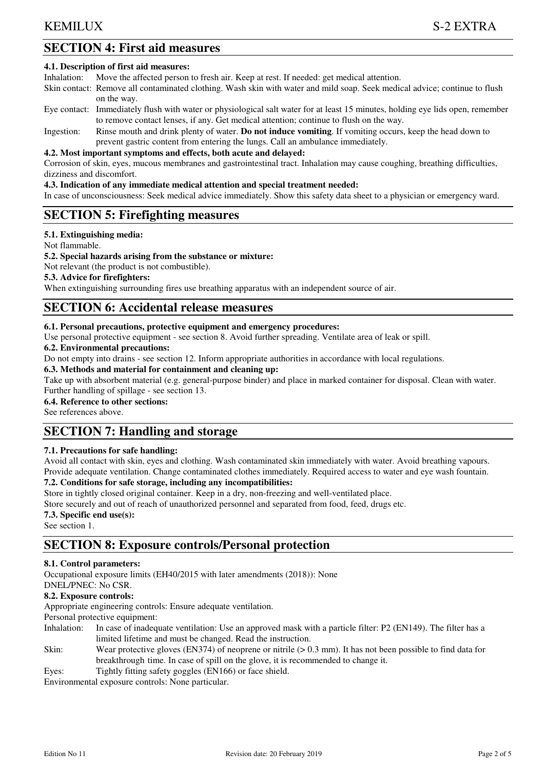## SECTION 4: First aid measures

### 4.1. Description of first aid measures:

Inhalation: Move the affected person to fresh air. Keep at rest. If needed: get medical attention.

Skin contact: Remove all contaminated clothing. Wash skin with water and mild soap. Seek medical advice; continue to flush on the way.

Eye contact: Immediately flush with water or physiological salt water for at least 15 minutes, holding eye lids open, remember to remove contact lenses, if any. Get medical attention; continue to flush on the way.

Ingestion: Rinse mouth and drink plenty of water. **Do not induce vomiting**. If vomiting occurs, keep the head down to prevent gastric content from entering the lungs. Call an ambulance immediately.

### 4.2. Most important symptoms and effects, both acute and delayed:

Corrosion of skin, eyes, mucous membranes and gastrointestinal tract. Inhalation may cause coughing, breathing difficulties, dizziness and discomfort.

### 4.3. Indication of any immediate medical attention and special treatment needed:

In case of unconsciousness: Seek medical advice immediately. Show this safety data sheet to a physician or emergency ward.

## SECTION 5: Firefighting measures

### 5.1. Extinguishing media:

Not flammable.

### 5.2. Special hazards arising from the substance or mixture:

Not relevant (the product is not combustible).

### 5.3. Advice for firefighters:

When extinguishing surrounding fires use breathing apparatus with an independent source of air.

## SECTION 6: Accidental release measures

### 6.1. Personal precautions, protective equipment and emergency procedures:

Use personal protective equipment - see section 8. Avoid further spreading. Ventilate area of leak or spill.

### 6.2. Environmental precautions:

Do not empty into drains - see section 12. Inform appropriate authorities in accordance with local regulations.

### 6.3. Methods and material for containment and cleaning up:

Take up with absorbent material (e.g. general-purpose binder) and place in marked container for disposal. Clean with water. Further handling of spillage - see section 13.

### 6.4. Reference to other sections:

See references above.

## SECTION 7: Handling and storage

### 7.1. Precautions for safe handling:

Avoid all contact with skin, eyes and clothing. Wash contaminated skin immediately with water. Avoid breathing vapours. Provide adequate ventilation. Change contaminated clothes immediately. Required access to water and eye wash fountain.

### 7.2. Conditions for safe storage, including any incompatibilities:

Store in tightly closed original container. Keep in a dry, non-freezing and well-ventilated place.

Store securely and out of reach of unauthorized personnel and separated from food, feed, drugs etc.

### 7.3. Specific end use(s):

See section 1.

## SECTION 8: Exposure controls/Personal protection

### 8.1. Control parameters:

Occupational exposure limits (EH40/2015 with later amendments (2018)): None

DNEL/PNEC: No CSR.

### 8.2. Exposure controls:

Appropriate engineering controls: Ensure adequate ventilation.

Personal protective equipment:

Inhalation: In case of inadequate ventilation: Use an approved mask with a particle filter: P2 (EN149). The filter has a limited lifetime and must be changed. Read the instruction.

Skin: Wear protective gloves (EN374) of neoprene or nitrile (> 0.3 mm). It has not been possible to find data for breakthrough time. In case of spill on the glove, it is recommended to change it.

Eyes: Tightly fitting safety goggles (EN166) or face shield.

Environmental exposure controls: None particular.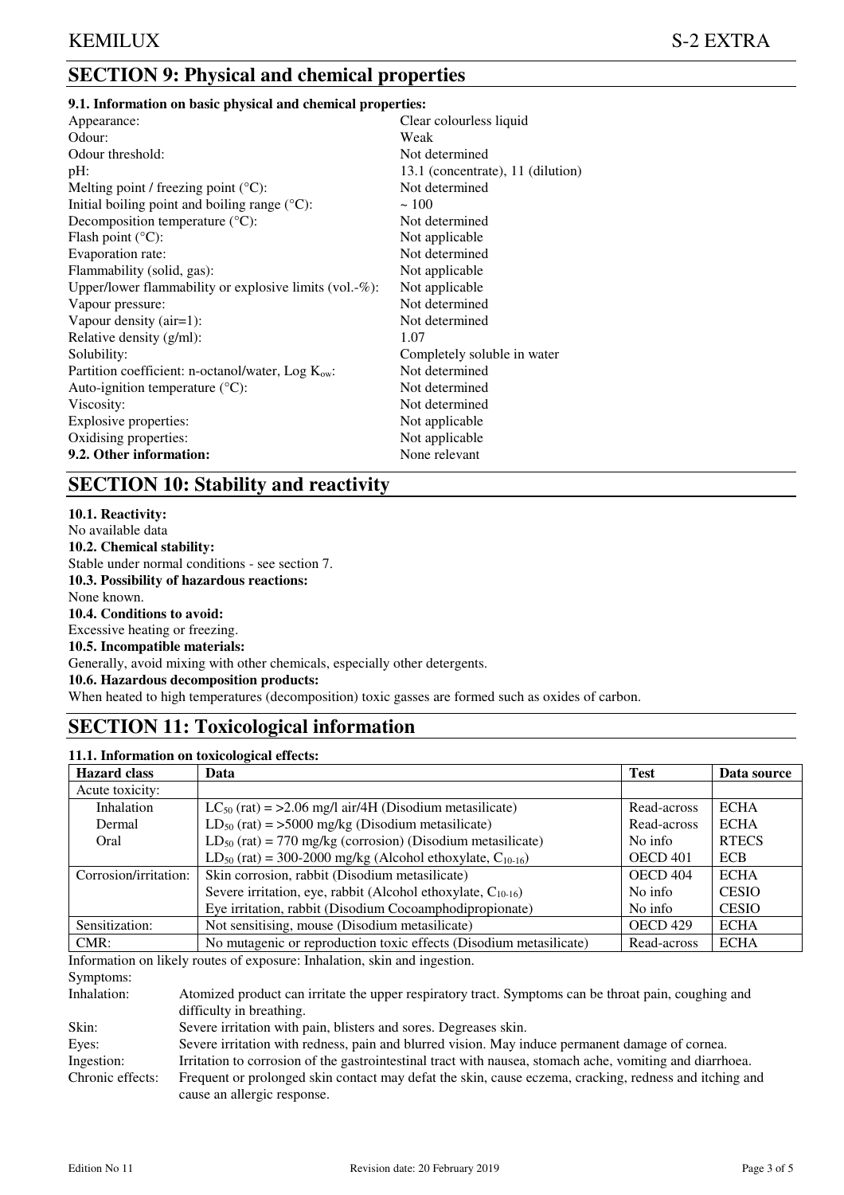## SECTION 9: Physical and chemical properties

**9.1. Information on basic physical and chemical properties:**

| | |
|---|---|
| Appearance: | Clear colourless liquid |
| Odour: | Weak |
| Odour threshold: | Not determined |
| pH: | 13.1 (concentrate), 11 (dilution) |
| Melting point / freezing point (°C): | Not determined |
| Initial boiling point and boiling range (°C): | ~ 100 |
| Decomposition temperature (°C): | Not determined |
| Flash point (°C): | Not applicable |
| Evaporation rate: | Not determined |
| Flammability (solid, gas): | Not applicable |
| Upper/lower flammability or explosive limits (vol.-%): | Not applicable |
| Vapour pressure: | Not determined |
| Vapour density (air=1): | Not determined |
| Relative density (g/ml): | 1.07 |
| Solubility: | Completely soluble in water |
| Partition coefficient: n-octanol/water, Log $K_{ow}$: | Not determined |
| Auto-ignition temperature (°C): | Not determined |
| Viscosity: | Not determined |
| Explosive properties: | Not applicable |
| Oxidising properties: | Not applicable |
| **9.2. Other information:** | None relevant |

## SECTION 10: Stability and reactivity

**10.1. Reactivity:**
No available data

**10.2. Chemical stability:**
Stable under normal conditions - see section 7.

**10.3. Possibility of hazardous reactions:**
None known.

**10.4. Conditions to avoid:**
Excessive heating or freezing.

**10.5. Incompatible materials:**
Generally, avoid mixing with other chemicals, especially other detergents.

**10.6. Hazardous decomposition products:**
When heated to high temperatures (decomposition) toxic gasses are formed such as oxides of carbon.

## SECTION 11: Toxicological information

**11.1. Information on toxicological effects:**

| Hazard class | Data | Test | Data source |
|---|---|---|---|
| Acute toxicity: | | | |
| Inhalation | $LC_{50}$ (rat) = >2.06 mg/l air/4H (Disodium metasilicate) | Read-across | ECHA |
| Dermal | $LD_{50}$ (rat) = >5000 mg/kg (Disodium metasilicate) | Read-across | ECHA |
| Oral | $LD_{50}$ (rat) = 770 mg/kg (corrosion) (Disodium metasilicate) | No info | RTECS |
| | $LD_{50}$ (rat) = 300-2000 mg/kg (Alcohol ethoxylate, $C_{10-16}$) | OECD 401 | ECB |
| Corrosion/irritation: | Skin corrosion, rabbit (Disodium metasilicate) | OECD 404 | ECHA |
| | Severe irritation, eye, rabbit (Alcohol ethoxylate, $C_{10-16}$) | No info | CESIO |
| | Eye irritation, rabbit (Disodium Cocoamphodipropionate) | No info | CESIO |
| Sensitization: | Not sensitising, mouse (Disodium metasilicate) | OECD 429 | ECHA |
| CMR: | No mutagenic or reproduction toxic effects (Disodium metasilicate) | Read-across | ECHA |

Information on likely routes of exposure: Inhalation, skin and ingestion.

Symptoms:

| | |
|---|---|
| Inhalation: | Atomized product can irritate the upper respiratory tract. Symptoms can be throat pain, coughing and difficulty in breathing. |
| Skin: | Severe irritation with pain, blisters and sores. Degreases skin. |
| Eyes: | Severe irritation with redness, pain and blurred vision. May induce permanent damage of cornea. |
| Ingestion: | Irritation to corrosion of the gastrointestinal tract with nausea, stomach ache, vomiting and diarrhoea. |
| Chronic effects: | Frequent or prolonged skin contact may defat the skin, cause eczema, cracking, redness and itching and cause an allergic response. |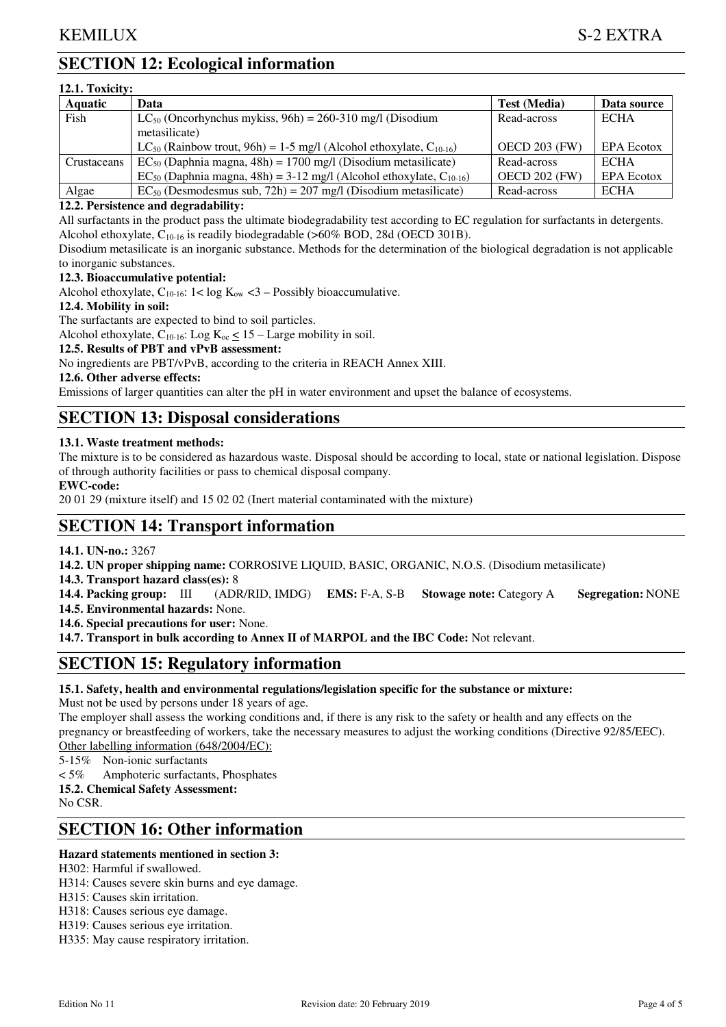## SECTION 12: Ecological information

**12.1. Toxicity:**

| Aquatic | Data | Test (Media) | Data source |
|---|---|---|---|
| Fish | $LC_{50}$ (Oncorhynchus mykiss, 96h) = 260-310 mg/l (Disodium metasilicate) | Read-across | ECHA |
| | $LC_{50}$ (Rainbow trout, 96h) = 1-5 mg/l (Alcohol ethoxylate, $C_{10-16}$) | OECD 203 (FW) | EPA Ecotox |
| Crustaceans | $EC_{50}$ (Daphnia magna, 48h) = 1700 mg/l (Disodium metasilicate) | Read-across | ECHA |
| | $EC_{50}$ (Daphnia magna, 48h) = 3-12 mg/l (Alcohol ethoxylate, $C_{10-16}$) | OECD 202 (FW) | EPA Ecotox |
| Algae | $EC_{50}$ (Desmodesmus sub, 72h) = 207 mg/l (Disodium metasilicate) | Read-across | ECHA |

**12.2. Persistence and degradability:**

All surfactants in the product pass the ultimate biodegradability test according to EC regulation for surfactants in detergents. Alcohol ethoxylate, $C_{10-16}$ is readily biodegradable (>60% BOD, 28d (OECD 301B).

Disodium metasilicate is an inorganic substance. Methods for the determination of the biological degradation is not applicable to inorganic substances.

**12.3. Bioaccumulative potential:**

Alcohol ethoxylate, $C_{10-16}$: $1 < \log K_{ow} < 3$ – Possibly bioaccumulative.

**12.4. Mobility in soil:**

The surfactants are expected to bind to soil particles.

Alcohol ethoxylate, $C_{10-16}$: $\text{Log } K_{oc} \leq 15$ – Large mobility in soil.

**12.5. Results of PBT and vPvB assessment:**

No ingredients are PBT/vPvB, according to the criteria in REACH Annex XIII.

**12.6. Other adverse effects:**

Emissions of larger quantities can alter the pH in water environment and upset the balance of ecosystems.

## SECTION 13: Disposal considerations

**13.1. Waste treatment methods:**

The mixture is to be considered as hazardous waste. Disposal should be according to local, state or national legislation. Dispose of through authority facilities or pass to chemical disposal company.

**EWC-code:**

20 01 29 (mixture itself) and 15 02 02 (Inert material contaminated with the mixture)

## SECTION 14: Transport information

**14.1. UN-no.:** 3267

**14.2. UN proper shipping name:** CORROSIVE LIQUID, BASIC, ORGANIC, N.O.S. (Disodium metasilicate)

**14.3. Transport hazard class(es):** 8

**14.4. Packing group:** III (ADR/RID, IMDG) **EMS:** F-A, S-B **Stowage note:** Category A **Segregation:** NONE

**14.5. Environmental hazards:** None.

**14.6. Special precautions for user:** None.

**14.7. Transport in bulk according to Annex II of MARPOL and the IBC Code:** Not relevant.

## SECTION 15: Regulatory information

**15.1. Safety, health and environmental regulations/legislation specific for the substance or mixture:**

Must not be used by persons under 18 years of age.

The employer shall assess the working conditions and, if there is any risk to the safety or health and any effects on the pregnancy or breastfeeding of workers, take the necessary measures to adjust the working conditions (Directive 92/85/EEC).

Other labelling information (648/2004/EC):

5-15% Non-ionic surfactants

< 5% Amphoteric surfactants, Phosphates

**15.2. Chemical Safety Assessment:**

No CSR.

## SECTION 16: Other information

**Hazard statements mentioned in section 3:**

H302: Harmful if swallowed.

H314: Causes severe skin burns and eye damage.

H315: Causes skin irritation.

H318: Causes serious eye damage.

H319: Causes serious eye irritation.

H335: May cause respiratory irritation.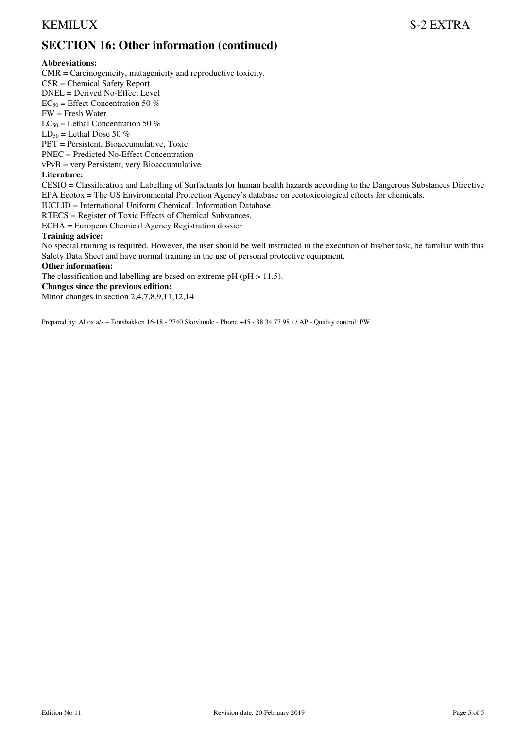## SECTION 16: Other information (continued)

**Abbreviations:**

CMR = Carcinogenicity, mutagenicity and reproductive toxicity.
CSR = Chemical Safety Report
DNEL = Derived No-Effect Level
$EC_{50}$ = Effect Concentration 50 %
FW = Fresh Water
$LC_{50}$ = Lethal Concentration 50 %
$LD_{50}$ = Lethal Dose 50 %
PBT = Persistent, Bioaccumulative, Toxic
PNEC = Predicted No-Effect Concentration
vPvB = very Persistent, very Bioaccumulative

**Literature:**

CESIO = Classification and Labelling of Surfactants for human health hazards according to the Dangerous Substances Directive
EPA Ecotox = The US Environmental Protection Agency's database on ecotoxicological effects for chemicals.
IUCLID = International Uniform ChemicaL Information Database.
RTECS = Register of Toxic Effects of Chemical Substances.
ECHA = European Chemical Agency Registration dossier

**Training advice:**

No special training is required. However, the user should be well instructed in the execution of his/her task, be familiar with this Safety Data Sheet and have normal training in the use of personal protective equipment.

**Other information:**

The classification and labelling are based on extreme pH (pH > 11.5).

**Changes since the previous edition:**

Minor changes in section 2,4,7,8,9,11,12,14

Prepared by: Altox a/s – Tonsbakken 16-18 - 2740 Skovlunde - Phone +45 - 38 34 77 98 - / AP - Quality control: PW

Edition No 11 Revision date: 20 February 2019